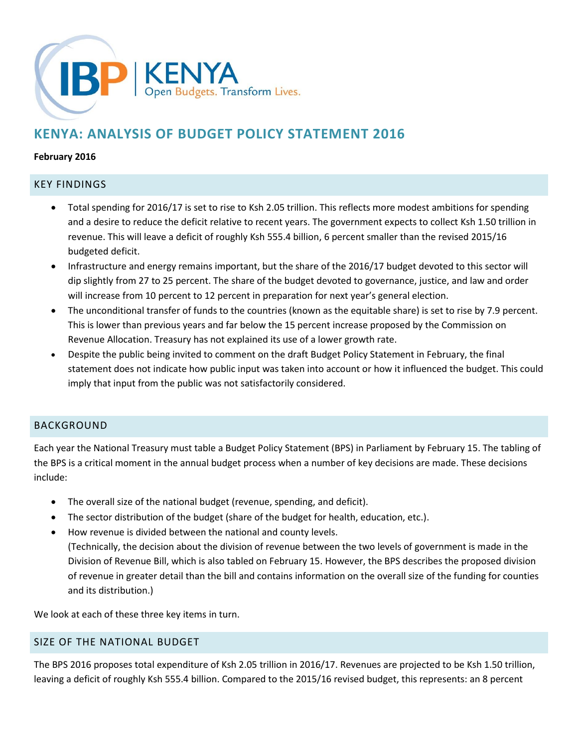# KENYA: ANALYSIS OF BUDGET POLICY STATEMENT 2016

**February 2016**

## KEY FINDINGS

- Total spending for 2016/17 is set to rise to Ksh 2.05 trillion. This reflects more modest ambitions for spending and a desire to reduce the deficit relative to recent years. The government expects to collect Ksh 1.50 trillion in revenue. This will leave a deficit of roughly Ksh 555.4 billion, 6 percent smaller than the revised 2015/16 budgeted deficit.
- Infrastructure and energy remains important, but the share of the 2016/17 budget devoted to this sector will dip slightly from 27 to 25 percent. The share of the budget devoted to governance, justice, and law and order will increase from 10 percent to 12 percent in preparation for next year's general election.
- The unconditional transfer of funds to the countries (known as the equitable share) is set to rise by 7.9 percent. This is lower than previous years and far below the 15 percent increase proposed by the Commission on Revenue Allocation. Treasury has not explained its use of a lower growth rate.
- Despite the public being invited to comment on the draft Budget Policy Statement in February, the final statement does not indicate how public input was taken into account or how it influenced the budget. This could imply that input from the public was not satisfactorily considered.

## BACKGROUND

Each year the National Treasury must table a Budget Policy Statement (BPS) in Parliament by February 15. The tabling of the BPS is a critical moment in the annual budget process when a number of key decisions are made. These decisions include:

- The overall size of the national budget (revenue, spending, and deficit).
- The sector distribution of the budget (share of the budget for health, education, etc.).
- How revenue is divided between the national and county levels.
  (Technically, the decision about the division of revenue between the two levels of government is made in the Division of Revenue Bill, which is also tabled on February 15. However, the BPS describes the proposed division of revenue in greater detail than the bill and contains information on the overall size of the funding for counties and its distribution.)

We look at each of these three key items in turn.

## SIZE OF THE NATIONAL BUDGET

The BPS 2016 proposes total expenditure of Ksh 2.05 trillion in 2016/17. Revenues are projected to be Ksh 1.50 trillion, leaving a deficit of roughly Ksh 555.4 billion. Compared to the 2015/16 revised budget, this represents: an 8 percent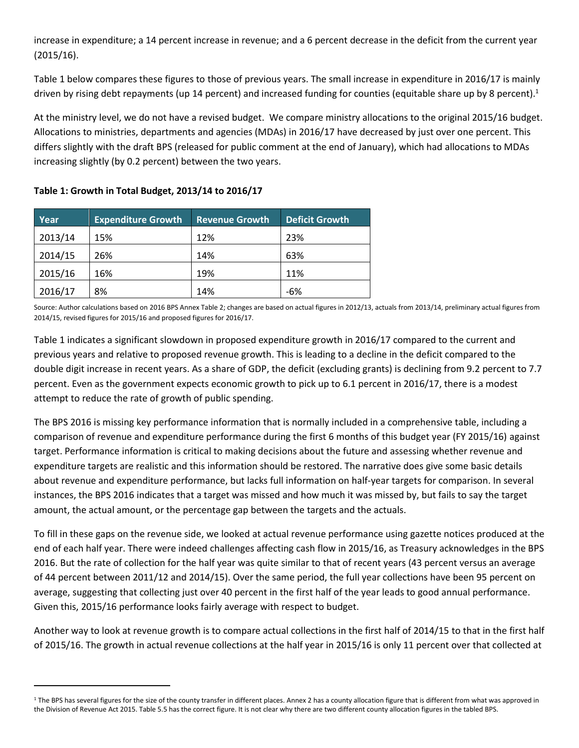increase in expenditure; a 14 percent increase in revenue; and a 6 percent decrease in the deficit from the current year (2015/16).

Table 1 below compares these figures to those of previous years. The small increase in expenditure in 2016/17 is mainly driven by rising debt repayments (up 14 percent) and increased funding for counties (equitable share up by 8 percent).[1]

At the ministry level, we do not have a revised budget. We compare ministry allocations to the original 2015/16 budget. Allocations to ministries, departments and agencies (MDAs) in 2016/17 have decreased by just over one percent. This differs slightly with the draft BPS (released for public comment at the end of January), which had allocations to MDAs increasing slightly (by 0.2 percent) between the two years.

**Table 1: Growth in Total Budget, 2013/14 to 2016/17**

| Year | Expenditure Growth | Revenue Growth | Deficit Growth |
|---|---|---|---|
| 2013/14 | 15% | 12% | 23% |
| 2014/15 | 26% | 14% | 63% |
| 2015/16 | 16% | 19% | 11% |
| 2016/17 | 8% | 14% | -6% |

Source: Author calculations based on 2016 BPS Annex Table 2; changes are based on actual figures in 2012/13, actuals from 2013/14, preliminary actual figures from 2014/15, revised figures for 2015/16 and proposed figures for 2016/17.

Table 1 indicates a significant slowdown in proposed expenditure growth in 2016/17 compared to the current and previous years and relative to proposed revenue growth. This is leading to a decline in the deficit compared to the double digit increase in recent years. As a share of GDP, the deficit (excluding grants) is declining from 9.2 percent to 7.7 percent. Even as the government expects economic growth to pick up to 6.1 percent in 2016/17, there is a modest attempt to reduce the rate of growth of public spending.

The BPS 2016 is missing key performance information that is normally included in a comprehensive table, including a comparison of revenue and expenditure performance during the first 6 months of this budget year (FY 2015/16) against target. Performance information is critical to making decisions about the future and assessing whether revenue and expenditure targets are realistic and this information should be restored. The narrative does give some basic details about revenue and expenditure performance, but lacks full information on half-year targets for comparison. In several instances, the BPS 2016 indicates that a target was missed and how much it was missed by, but fails to say the target amount, the actual amount, or the percentage gap between the targets and the actuals.

To fill in these gaps on the revenue side, we looked at actual revenue performance using gazette notices produced at the end of each half year. There were indeed challenges affecting cash flow in 2015/16, as Treasury acknowledges in the BPS 2016. But the rate of collection for the half year was quite similar to that of recent years (43 percent versus an average of 44 percent between 2011/12 and 2014/15). Over the same period, the full year collections have been 95 percent on average, suggesting that collecting just over 40 percent in the first half of the year leads to good annual performance. Given this, 2015/16 performance looks fairly average with respect to budget.

Another way to look at revenue growth is to compare actual collections in the first half of 2014/15 to that in the first half of 2015/16. The growth in actual revenue collections at the half year in 2015/16 is only 11 percent over that collected at

[1] The BPS has several figures for the size of the county transfer in different places. Annex 2 has a county allocation figure that is different from what was approved in the Division of Revenue Act 2015. Table 5.5 has the correct figure. It is not clear why there are two different county allocation figures in the tabled BPS.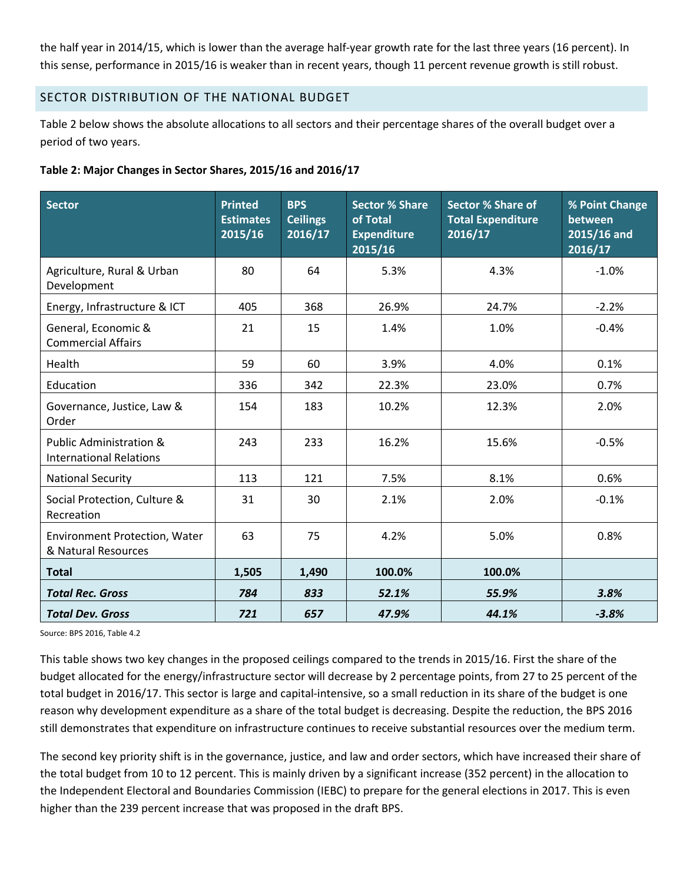the half year in 2014/15, which is lower than the average half-year growth rate for the last three years (16 percent). In this sense, performance in 2015/16 is weaker than in recent years, though 11 percent revenue growth is still robust.

## SECTOR DISTRIBUTION OF THE NATIONAL BUDGET

Table 2 below shows the absolute allocations to all sectors and their percentage shares of the overall budget over a period of two years.

**Table 2: Major Changes in Sector Shares, 2015/16 and 2016/17**

| Sector | Printed Estimates 2015/16 | BPS Ceilings 2016/17 | Sector % Share of Total Expenditure 2015/16 | Sector % Share of Total Expenditure 2016/17 | % Point Change between 2015/16 and 2016/17 |
|---|---|---|---|---|---|
| Agriculture, Rural & Urban Development | 80 | 64 | 5.3% | 4.3% | -1.0% |
| Energy, Infrastructure & ICT | 405 | 368 | 26.9% | 24.7% | -2.2% |
| General, Economic & Commercial Affairs | 21 | 15 | 1.4% | 1.0% | -0.4% |
| Health | 59 | 60 | 3.9% | 4.0% | 0.1% |
| Education | 336 | 342 | 22.3% | 23.0% | 0.7% |
| Governance, Justice, Law & Order | 154 | 183 | 10.2% | 12.3% | 2.0% |
| Public Administration & International Relations | 243 | 233 | 16.2% | 15.6% | -0.5% |
| National Security | 113 | 121 | 7.5% | 8.1% | 0.6% |
| Social Protection, Culture & Recreation | 31 | 30 | 2.1% | 2.0% | -0.1% |
| Environment Protection, Water & Natural Resources | 63 | 75 | 4.2% | 5.0% | 0.8% |
| **Total** | **1,505** | **1,490** | **100.0%** | **100.0%** | |
| ***Total Rec. Gross*** | ***784*** | ***833*** | ***52.1%*** | ***55.9%*** | ***3.8%*** |
| ***Total Dev. Gross*** | ***721*** | ***657*** | ***47.9%*** | ***44.1%*** | ***-3.8%*** |

Source: BPS 2016, Table 4.2

This table shows two key changes in the proposed ceilings compared to the trends in 2015/16. First the share of the budget allocated for the energy/infrastructure sector will decrease by 2 percentage points, from 27 to 25 percent of the total budget in 2016/17. This sector is large and capital-intensive, so a small reduction in its share of the budget is one reason why development expenditure as a share of the total budget is decreasing. Despite the reduction, the BPS 2016 still demonstrates that expenditure on infrastructure continues to receive substantial resources over the medium term.

The second key priority shift is in the governance, justice, and law and order sectors, which have increased their share of the total budget from 10 to 12 percent. This is mainly driven by a significant increase (352 percent) in the allocation to the Independent Electoral and Boundaries Commission (IEBC) to prepare for the general elections in 2017. This is even higher than the 239 percent increase that was proposed in the draft BPS.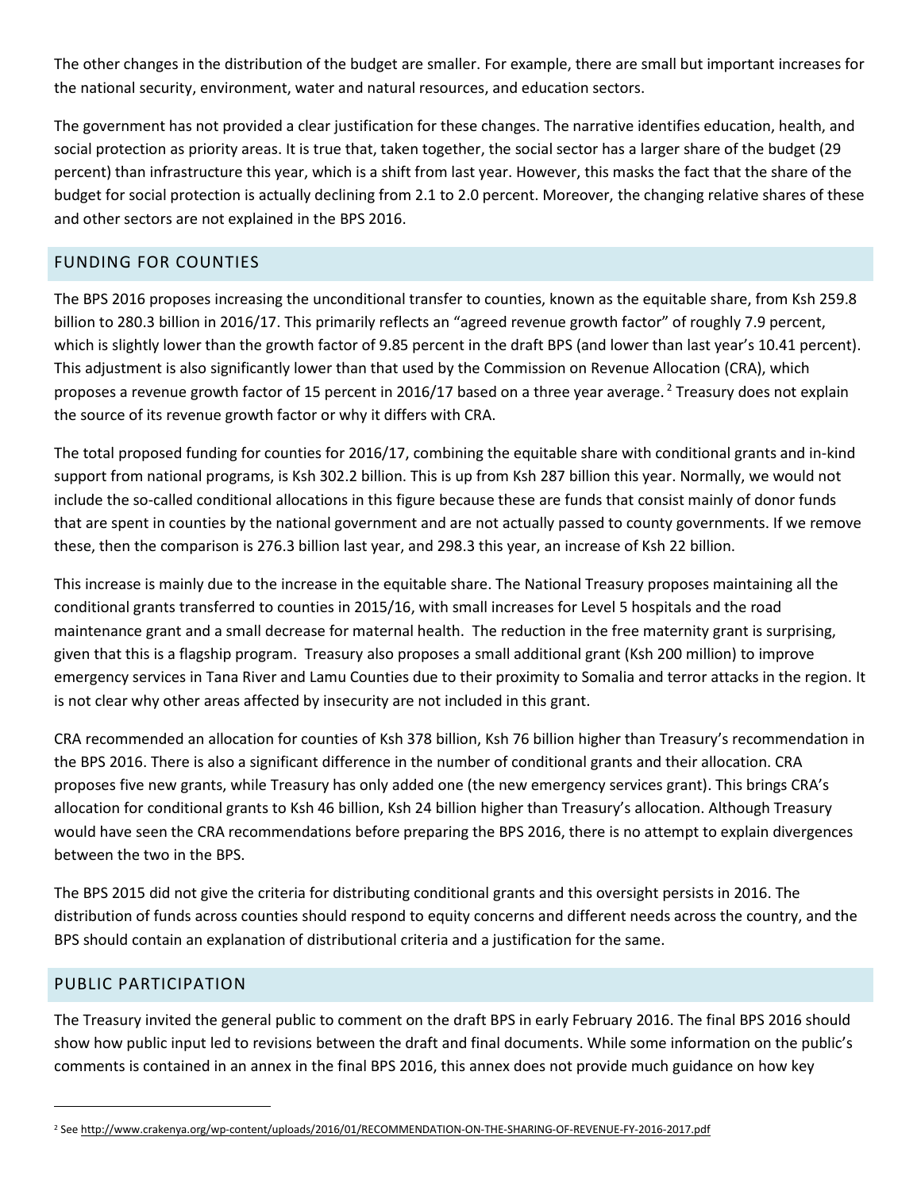The other changes in the distribution of the budget are smaller. For example, there are small but important increases for the national security, environment, water and natural resources, and education sectors.

The government has not provided a clear justification for these changes. The narrative identifies education, health, and social protection as priority areas. It is true that, taken together, the social sector has a larger share of the budget (29 percent) than infrastructure this year, which is a shift from last year. However, this masks the fact that the share of the budget for social protection is actually declining from 2.1 to 2.0 percent. Moreover, the changing relative shares of these and other sectors are not explained in the BPS 2016.

## FUNDING FOR COUNTIES

The BPS 2016 proposes increasing the unconditional transfer to counties, known as the equitable share, from Ksh 259.8 billion to 280.3 billion in 2016/17. This primarily reflects an "agreed revenue growth factor" of roughly 7.9 percent, which is slightly lower than the growth factor of 9.85 percent in the draft BPS (and lower than last year's 10.41 percent). This adjustment is also significantly lower than that used by the Commission on Revenue Allocation (CRA), which proposes a revenue growth factor of 15 percent in 2016/17 based on a three year average.[2] Treasury does not explain the source of its revenue growth factor or why it differs with CRA.

The total proposed funding for counties for 2016/17, combining the equitable share with conditional grants and in-kind support from national programs, is Ksh 302.2 billion. This is up from Ksh 287 billion this year. Normally, we would not include the so-called conditional allocations in this figure because these are funds that consist mainly of donor funds that are spent in counties by the national government and are not actually passed to county governments. If we remove these, then the comparison is 276.3 billion last year, and 298.3 this year, an increase of Ksh 22 billion.

This increase is mainly due to the increase in the equitable share. The National Treasury proposes maintaining all the conditional grants transferred to counties in 2015/16, with small increases for Level 5 hospitals and the road maintenance grant and a small decrease for maternal health. The reduction in the free maternity grant is surprising, given that this is a flagship program. Treasury also proposes a small additional grant (Ksh 200 million) to improve emergency services in Tana River and Lamu Counties due to their proximity to Somalia and terror attacks in the region. It is not clear why other areas affected by insecurity are not included in this grant.

CRA recommended an allocation for counties of Ksh 378 billion, Ksh 76 billion higher than Treasury's recommendation in the BPS 2016. There is also a significant difference in the number of conditional grants and their allocation. CRA proposes five new grants, while Treasury has only added one (the new emergency services grant). This brings CRA's allocation for conditional grants to Ksh 46 billion, Ksh 24 billion higher than Treasury's allocation. Although Treasury would have seen the CRA recommendations before preparing the BPS 2016, there is no attempt to explain divergences between the two in the BPS.

The BPS 2015 did not give the criteria for distributing conditional grants and this oversight persists in 2016. The distribution of funds across counties should respond to equity concerns and different needs across the country, and the BPS should contain an explanation of distributional criteria and a justification for the same.

## PUBLIC PARTICIPATION

The Treasury invited the general public to comment on the draft BPS in early February 2016. The final BPS 2016 should show how public input led to revisions between the draft and final documents. While some information on the public's comments is contained in an annex in the final BPS 2016, this annex does not provide much guidance on how key

---

[2] See http://www.crakenya.org/wp-content/uploads/2016/01/RECOMMENDATION-ON-THE-SHARING-OF-REVENUE-FY-2016-2017.pdf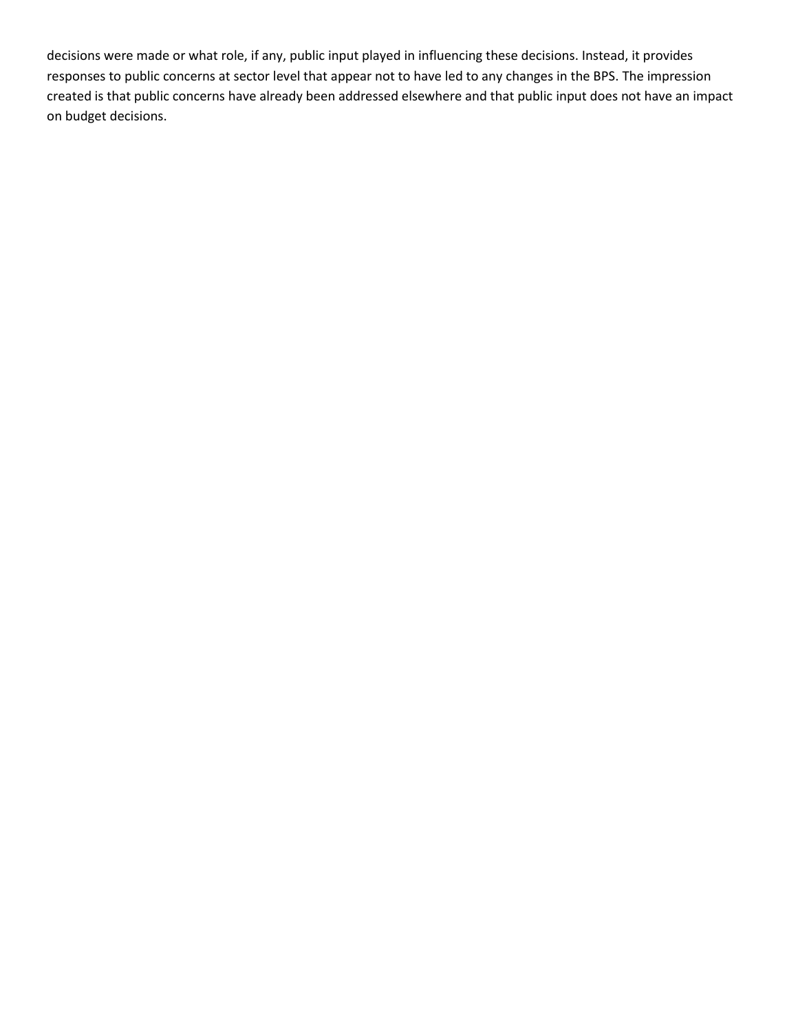decisions were made or what role, if any, public input played in influencing these decisions. Instead, it provides responses to public concerns at sector level that appear not to have led to any changes in the BPS. The impression created is that public concerns have already been addressed elsewhere and that public input does not have an impact on budget decisions.